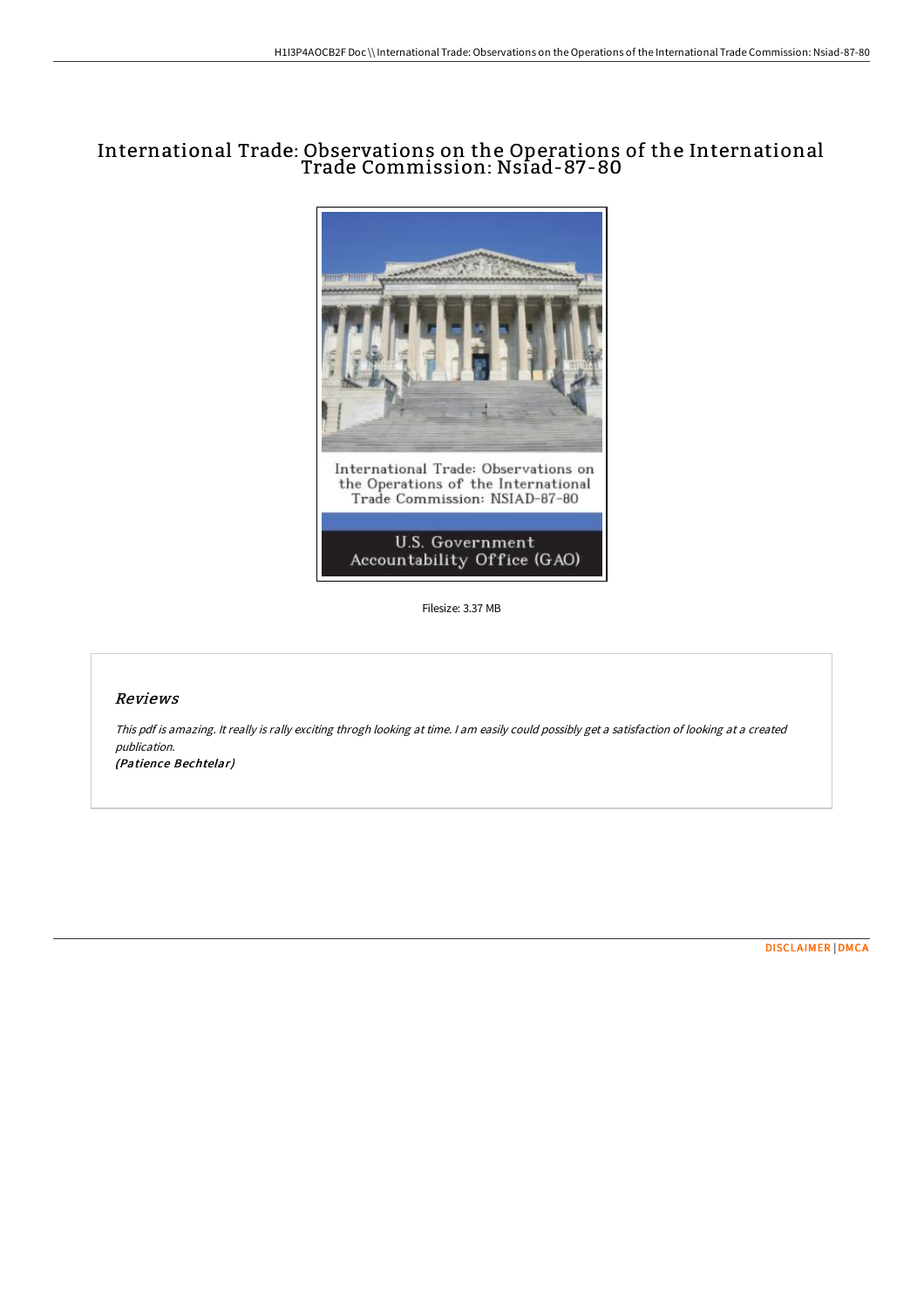# International Trade: Observations on the Operations of the International Trade Commission: Nsiad-87-80

Filesize: 3.37 MB

## *Reviews*

*This pdf is amazing. It really is rally exciting throgh looking at time. I am easily could possibly get a satisfaction of looking at a created publication.*

***(Patience Bechtelar)***

DISCLAIMER | DMCA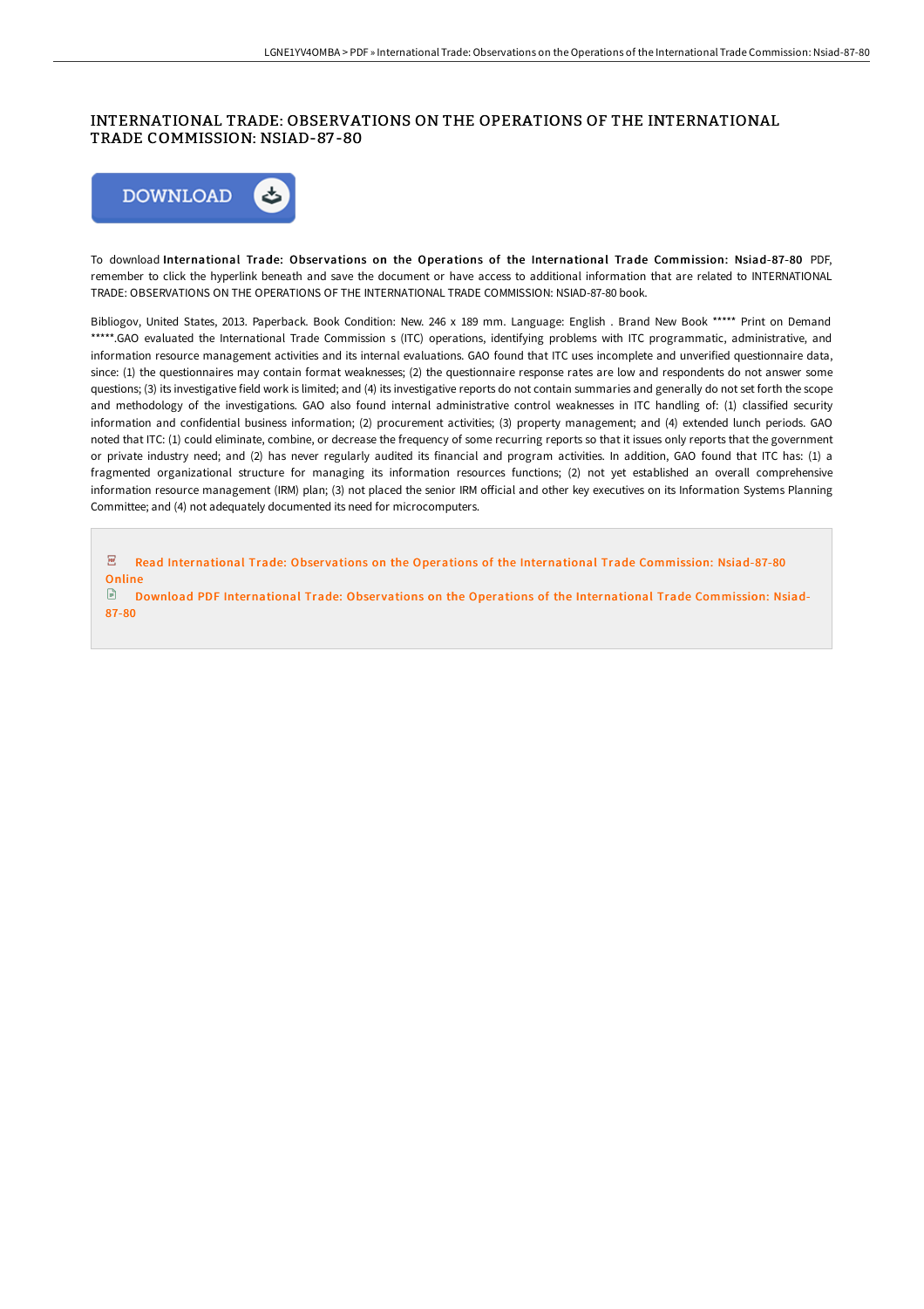# INTERNATIONAL TRADE: OBSERVATIONS ON THE OPERATIONS OF THE INTERNATIONAL TRADE COMMISSION: NSIAD-87-80

To download **International Trade: Observations on the Operations of the International Trade Commission: Nsiad-87-80** PDF, remember to click the hyperlink beneath and save the document or have access to additional information that are related to INTERNATIONAL TRADE: OBSERVATIONS ON THE OPERATIONS OF THE INTERNATIONAL TRADE COMMISSION: NSIAD-87-80 book.

Bibliogov, United States, 2013. Paperback. Book Condition: New. 246 x 189 mm. Language: English . Brand New Book ***** Print on Demand *****.GAO evaluated the International Trade Commission s (ITC) operations, identifying problems with ITC programmatic, administrative, and information resource management activities and its internal evaluations. GAO found that ITC uses incomplete and unverified questionnaire data, since: (1) the questionnaires may contain format weaknesses; (2) the questionnaire response rates are low and respondents do not answer some questions; (3) its investigative field work is limited; and (4) its investigative reports do not contain summaries and generally do not set forth the scope and methodology of the investigations. GAO also found internal administrative control weaknesses in ITC handling of: (1) classified security information and confidential business information; (2) procurement activities; (3) property management; and (4) extended lunch periods. GAO noted that ITC: (1) could eliminate, combine, or decrease the frequency of some recurring reports so that it issues only reports that the government or private industry need; and (2) has never regularly audited its financial and program activities. In addition, GAO found that ITC has: (1) a fragmented organizational structure for managing its information resources functions; (2) not yet established an overall comprehensive information resource management (IRM) plan; (3) not placed the senior IRM official and other key executives on its Information Systems Planning Committee; and (4) not adequately documented its need for microcomputers.

Read International Trade: Observations on the Operations of the International Trade Commission: Nsiad-87-80 Online

Download PDF International Trade: Observations on the Operations of the International Trade Commission: Nsiad-87-80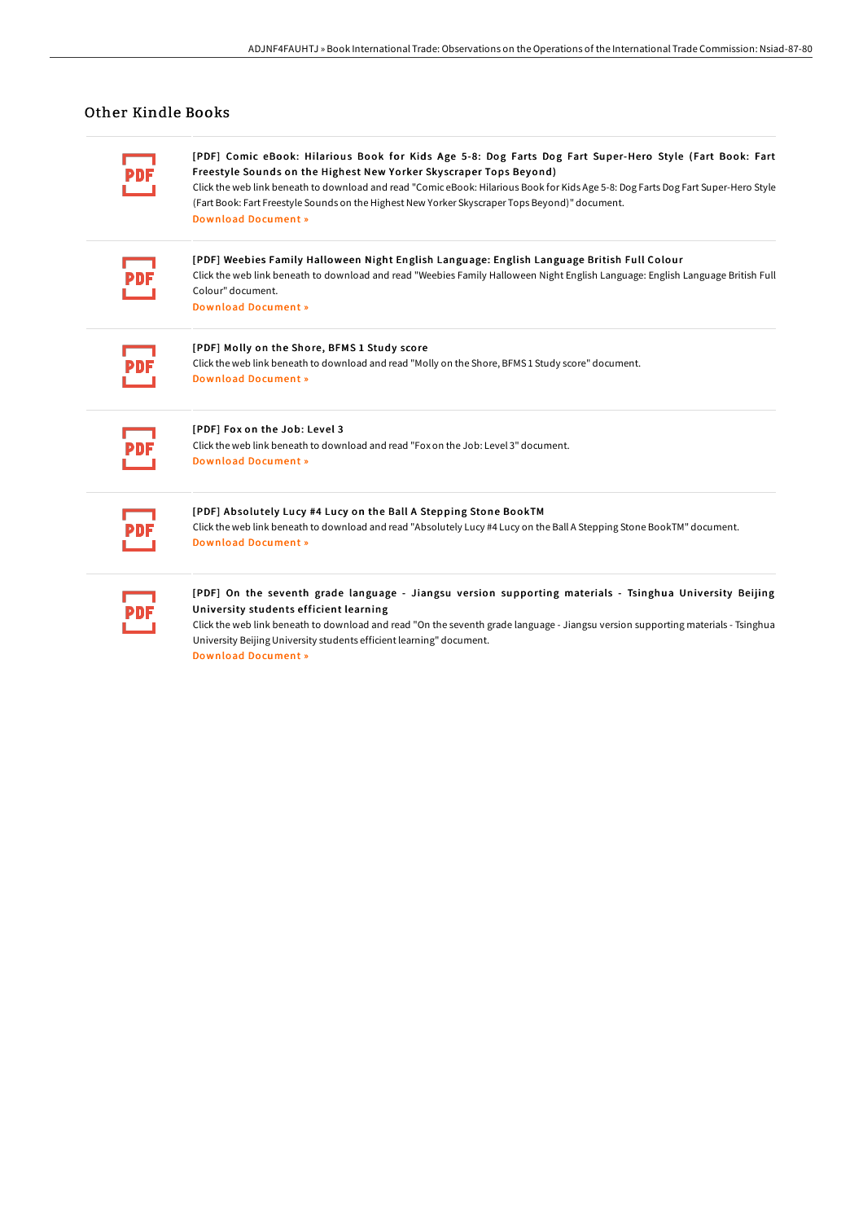## Other Kindle Books

[PDF] Comic eBook: Hilarious Book for Kids Age 5-8: Dog Farts Dog Fart Super-Hero Style (Fart Book: Fart Freestyle Sounds on the Highest New Yorker Skyscraper Tops Beyond)

Click the web link beneath to download and read "Comic eBook: Hilarious Book for Kids Age 5-8: Dog Farts Dog Fart Super-Hero Style (Fart Book: Fart Freestyle Sounds on the Highest New Yorker Skyscraper Tops Beyond)" document.

Download Document »

[PDF] Weebies Family Halloween Night English Language: English Language British Full Colour

Click the web link beneath to download and read "Weebies Family Halloween Night English Language: English Language British Full Colour" document.

Download Document »

[PDF] Molly on the Shore, BFMS 1 Study score

Click the web link beneath to download and read "Molly on the Shore, BFMS 1 Study score" document.

Download Document »

[PDF] Fox on the Job: Level 3

Click the web link beneath to download and read "Fox on the Job: Level 3" document.

Download Document »

[PDF] Absolutely Lucy #4 Lucy on the Ball A Stepping Stone BookTM

Click the web link beneath to download and read "Absolutely Lucy #4 Lucy on the Ball A Stepping Stone BookTM" document.

Download Document »

[PDF] On the seventh grade language - Jiangsu version supporting materials - Tsinghua University Beijing University students efficient learning

Click the web link beneath to download and read "On the seventh grade language - Jiangsu version supporting materials - Tsinghua University Beijing University students efficient learning" document.

Download Document »